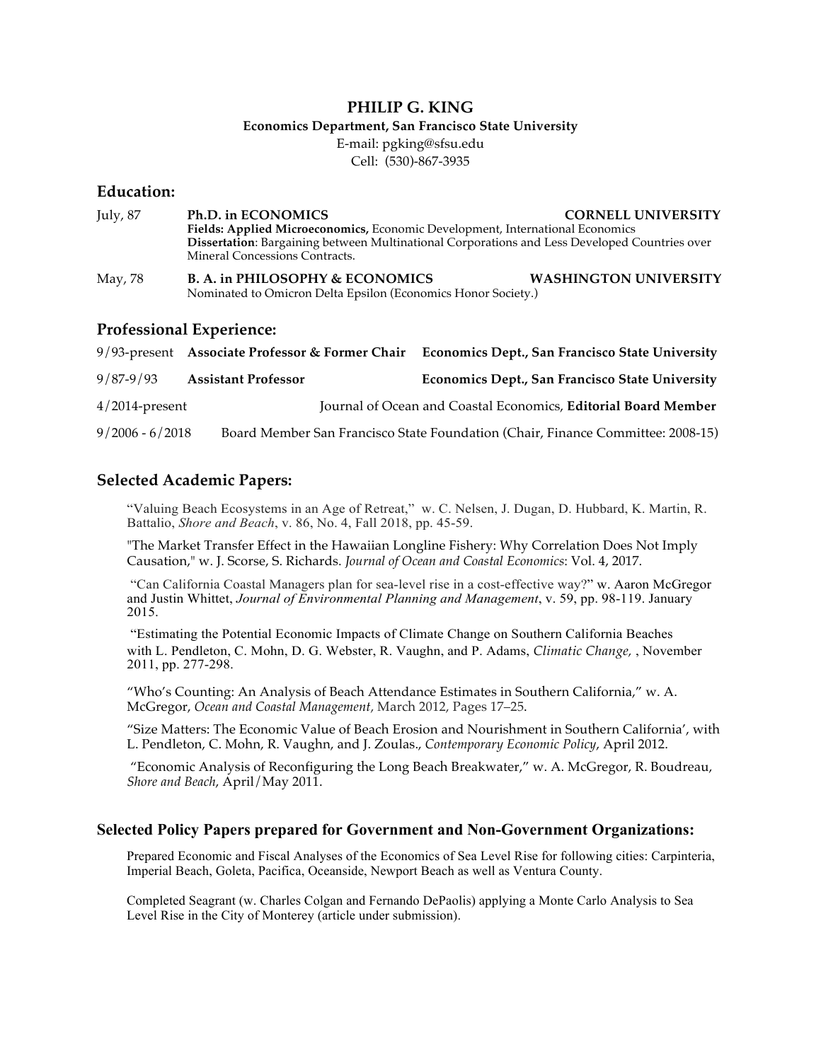# PHILIP G. KING

**Economics Department, San Francisco State University**

E-mail: pgking@sfsu.edu

Cell: (530)-867-3935

## Education:

July, 87 **Ph.D. in ECONOMICS** **CORNELL UNIVERSITY**
**Fields: Applied Microeconomics,** Economic Development, International Economics
**Dissertation**: Bargaining between Multinational Corporations and Less Developed Countries over Mineral Concessions Contracts.

May, 78 **B. A. in PHILOSOPHY & ECONOMICS** **WASHINGTON UNIVERSITY**
Nominated to Omicron Delta Epsilon (Economics Honor Society.)

## Professional Experience:

9/93-present **Associate Professor & Former Chair** **Economics Dept., San Francisco State University**

9/87-9/93 **Assistant Professor** **Economics Dept., San Francisco State University**

4/2014-present Journal of Ocean and Coastal Economics, **Editorial Board Member**

9/2006 - 6/2018 Board Member San Francisco State Foundation (Chair, Finance Committee: 2008-15)

## Selected Academic Papers:

"Valuing Beach Ecosystems in an Age of Retreat," w. C. Nelsen, J. Dugan, D. Hubbard, K. Martin, R. Battalio, *Shore and Beach*, v. 86, No. 4, Fall 2018, pp. 45-59.

"The Market Transfer Effect in the Hawaiian Longline Fishery: Why Correlation Does Not Imply Causation," w. J. Scorse, S. Richards. *Journal of Ocean and Coastal Economics*: Vol. 4, 2017.

"Can California Coastal Managers plan for sea-level rise in a cost-effective way?" w. Aaron McGregor and Justin Whittet, *Journal of Environmental Planning and Management*, v. 59, pp. 98-119. January 2015.

"Estimating the Potential Economic Impacts of Climate Change on Southern California Beaches with L. Pendleton, C. Mohn, D. G. Webster, R. Vaughn, and P. Adams, *Climatic Change,* , November 2011, pp. 277-298.

"Who's Counting: An Analysis of Beach Attendance Estimates in Southern California," w. A. McGregor, *Ocean and Coastal Management*, March 2012, Pages 17–25.

"Size Matters: The Economic Value of Beach Erosion and Nourishment in Southern California', with L. Pendleton, C. Mohn, R. Vaughn, and J. Zoulas., *Contemporary Economic Policy*, April 2012.

"Economic Analysis of Reconfiguring the Long Beach Breakwater," w. A. McGregor, R. Boudreau, *Shore and Beach*, April/May 2011.

## Selected Policy Papers prepared for Government and Non-Government Organizations:

Prepared Economic and Fiscal Analyses of the Economics of Sea Level Rise for following cities: Carpinteria, Imperial Beach, Goleta, Pacifica, Oceanside, Newport Beach as well as Ventura County.

Completed Seagrant (w. Charles Colgan and Fernando DePaolis) applying a Monte Carlo Analysis to Sea Level Rise in the City of Monterey (article under submission).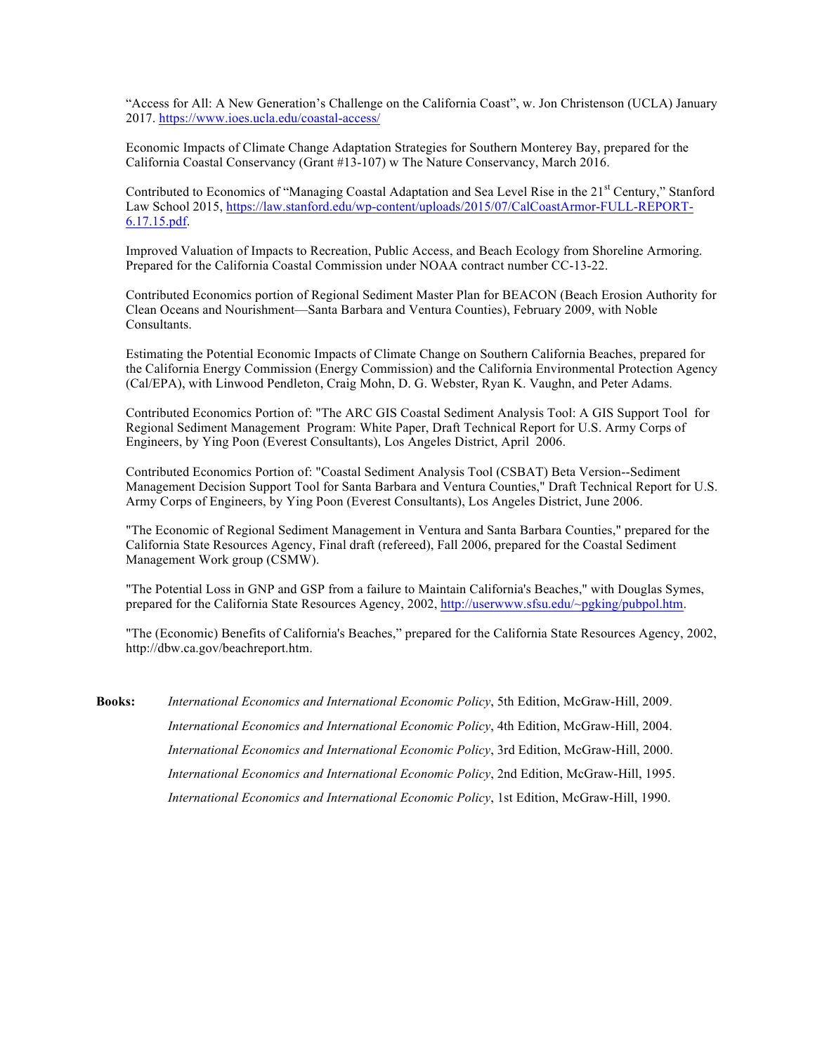"Access for All: A New Generation's Challenge on the California Coast", w. Jon Christenson (UCLA) January 2017. https://www.ioes.ucla.edu/coastal-access/

Economic Impacts of Climate Change Adaptation Strategies for Southern Monterey Bay, prepared for the California Coastal Conservancy (Grant #13-107) w The Nature Conservancy, March 2016.

Contributed to Economics of "Managing Coastal Adaptation and Sea Level Rise in the 21st Century," Stanford Law School 2015, https://law.stanford.edu/wp-content/uploads/2015/07/CalCoastArmor-FULL-REPORT-6.17.15.pdf.

Improved Valuation of Impacts to Recreation, Public Access, and Beach Ecology from Shoreline Armoring. Prepared for the California Coastal Commission under NOAA contract number CC-13-22.

Contributed Economics portion of Regional Sediment Master Plan for BEACON (Beach Erosion Authority for Clean Oceans and Nourishment—Santa Barbara and Ventura Counties), February 2009, with Noble Consultants.

Estimating the Potential Economic Impacts of Climate Change on Southern California Beaches, prepared for the California Energy Commission (Energy Commission) and the California Environmental Protection Agency (Cal/EPA), with Linwood Pendleton, Craig Mohn, D. G. Webster, Ryan K. Vaughn, and Peter Adams.

Contributed Economics Portion of: "The ARC GIS Coastal Sediment Analysis Tool: A GIS Support Tool for Regional Sediment Management Program: White Paper, Draft Technical Report for U.S. Army Corps of Engineers, by Ying Poon (Everest Consultants), Los Angeles District, April 2006.

Contributed Economics Portion of: "Coastal Sediment Analysis Tool (CSBAT) Beta Version--Sediment Management Decision Support Tool for Santa Barbara and Ventura Counties," Draft Technical Report for U.S. Army Corps of Engineers, by Ying Poon (Everest Consultants), Los Angeles District, June 2006.

"The Economic of Regional Sediment Management in Ventura and Santa Barbara Counties," prepared for the California State Resources Agency, Final draft (refereed), Fall 2006, prepared for the Coastal Sediment Management Work group (CSMW).

"The Potential Loss in GNP and GSP from a failure to Maintain California's Beaches," with Douglas Symes, prepared for the California State Resources Agency, 2002, http://userwww.sfsu.edu/~pgking/pubpol.htm.

"The (Economic) Benefits of California's Beaches," prepared for the California State Resources Agency, 2002, http://dbw.ca.gov/beachreport.htm.

**Books:**

*International Economics and International Economic Policy*, 5th Edition, McGraw-Hill, 2009.

*International Economics and International Economic Policy*, 4th Edition, McGraw-Hill, 2004.

*International Economics and International Economic Policy*, 3rd Edition, McGraw-Hill, 2000.

*International Economics and International Economic Policy*, 2nd Edition, McGraw-Hill, 1995.

*International Economics and International Economic Policy*, 1st Edition, McGraw-Hill, 1990.